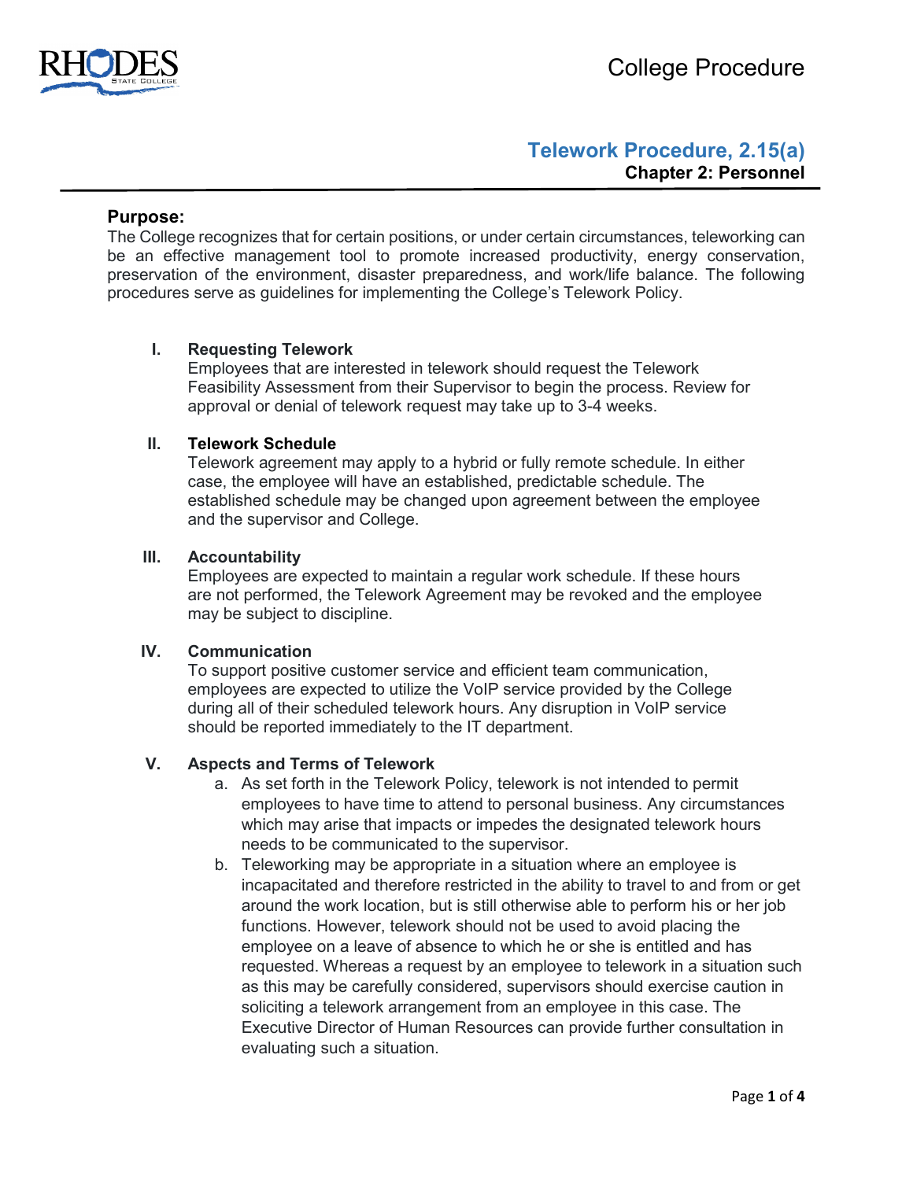College Procedure

# Telework Procedure, 2.15(a)

**Chapter 2: Personnel**

## Purpose:

The College recognizes that for certain positions, or under certain circumstances, teleworking can be an effective management tool to promote increased productivity, energy conservation, preservation of the environment, disaster preparedness, and work/life balance. The following procedures serve as guidelines for implementing the College's Telework Policy.

### I. Requesting Telework

Employees that are interested in telework should request the Telework Feasibility Assessment from their Supervisor to begin the process. Review for approval or denial of telework request may take up to 3-4 weeks.

### II. Telework Schedule

Telework agreement may apply to a hybrid or fully remote schedule. In either case, the employee will have an established, predictable schedule. The established schedule may be changed upon agreement between the employee and the supervisor and College.

### III. Accountability

Employees are expected to maintain a regular work schedule. If these hours are not performed, the Telework Agreement may be revoked and the employee may be subject to discipline.

### IV. Communication

To support positive customer service and efficient team communication, employees are expected to utilize the VoIP service provided by the College during all of their scheduled telework hours. Any disruption in VoIP service should be reported immediately to the IT department.

### V. Aspects and Terms of Telework

a. As set forth in the Telework Policy, telework is not intended to permit employees to have time to attend to personal business. Any circumstances which may arise that impacts or impedes the designated telework hours needs to be communicated to the supervisor.

b. Teleworking may be appropriate in a situation where an employee is incapacitated and therefore restricted in the ability to travel to and from or get around the work location, but is still otherwise able to perform his or her job functions. However, telework should not be used to avoid placing the employee on a leave of absence to which he or she is entitled and has requested. Whereas a request by an employee to telework in a situation such as this may be carefully considered, supervisors should exercise caution in soliciting a telework arrangement from an employee in this case. The Executive Director of Human Resources can provide further consultation in evaluating such a situation.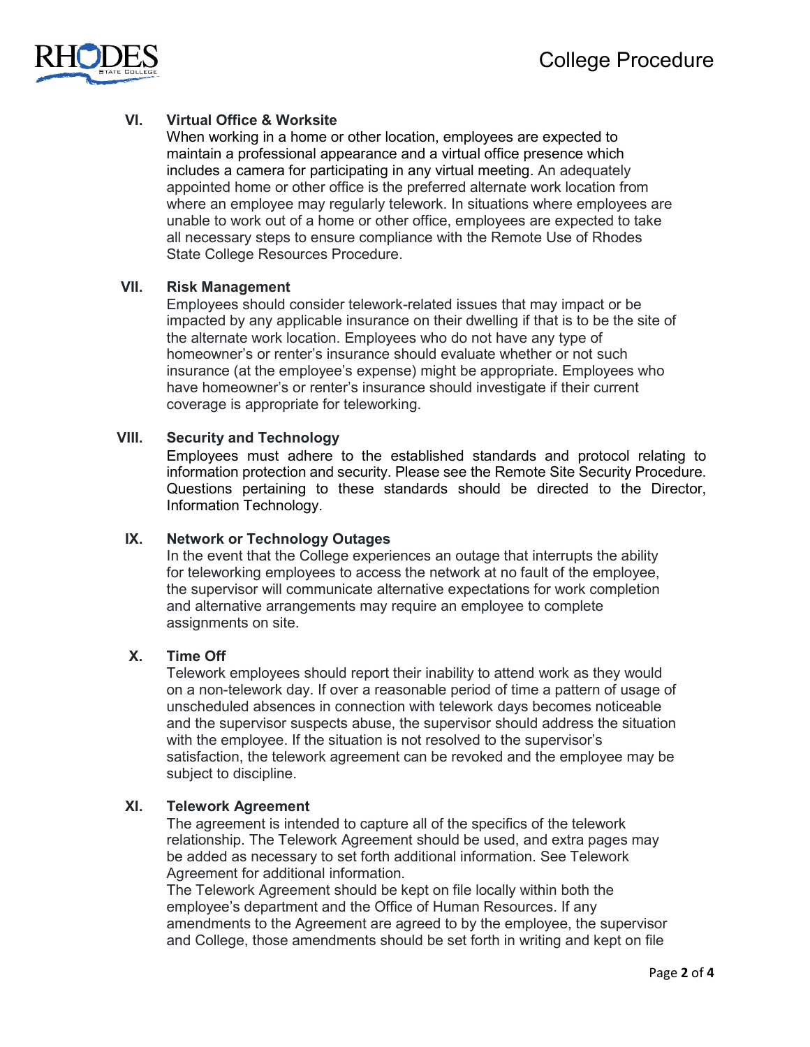## VI. Virtual Office & Worksite

When working in a home or other location, employees are expected to maintain a professional appearance and a virtual office presence which includes a camera for participating in any virtual meeting. An adequately appointed home or other office is the preferred alternate work location from where an employee may regularly telework. In situations where employees are unable to work out of a home or other office, employees are expected to take all necessary steps to ensure compliance with the Remote Use of Rhodes State College Resources Procedure.

## VII. Risk Management

Employees should consider telework-related issues that may impact or be impacted by any applicable insurance on their dwelling if that is to be the site of the alternate work location. Employees who do not have any type of homeowner's or renter's insurance should evaluate whether or not such insurance (at the employee's expense) might be appropriate. Employees who have homeowner's or renter's insurance should investigate if their current coverage is appropriate for teleworking.

## VIII. Security and Technology

Employees must adhere to the established standards and protocol relating to information protection and security. Please see the Remote Site Security Procedure. Questions pertaining to these standards should be directed to the Director, Information Technology.

## IX. Network or Technology Outages

In the event that the College experiences an outage that interrupts the ability for teleworking employees to access the network at no fault of the employee, the supervisor will communicate alternative expectations for work completion and alternative arrangements may require an employee to complete assignments on site.

## X. Time Off

Telework employees should report their inability to attend work as they would on a non-telework day. If over a reasonable period of time a pattern of usage of unscheduled absences in connection with telework days becomes noticeable and the supervisor suspects abuse, the supervisor should address the situation with the employee. If the situation is not resolved to the supervisor's satisfaction, the telework agreement can be revoked and the employee may be subject to discipline.

## XI. Telework Agreement

The agreement is intended to capture all of the specifics of the telework relationship. The Telework Agreement should be used, and extra pages may be added as necessary to set forth additional information. See Telework Agreement for additional information.

The Telework Agreement should be kept on file locally within both the employee's department and the Office of Human Resources. If any amendments to the Agreement are agreed to by the employee, the supervisor and College, those amendments should be set forth in writing and kept on file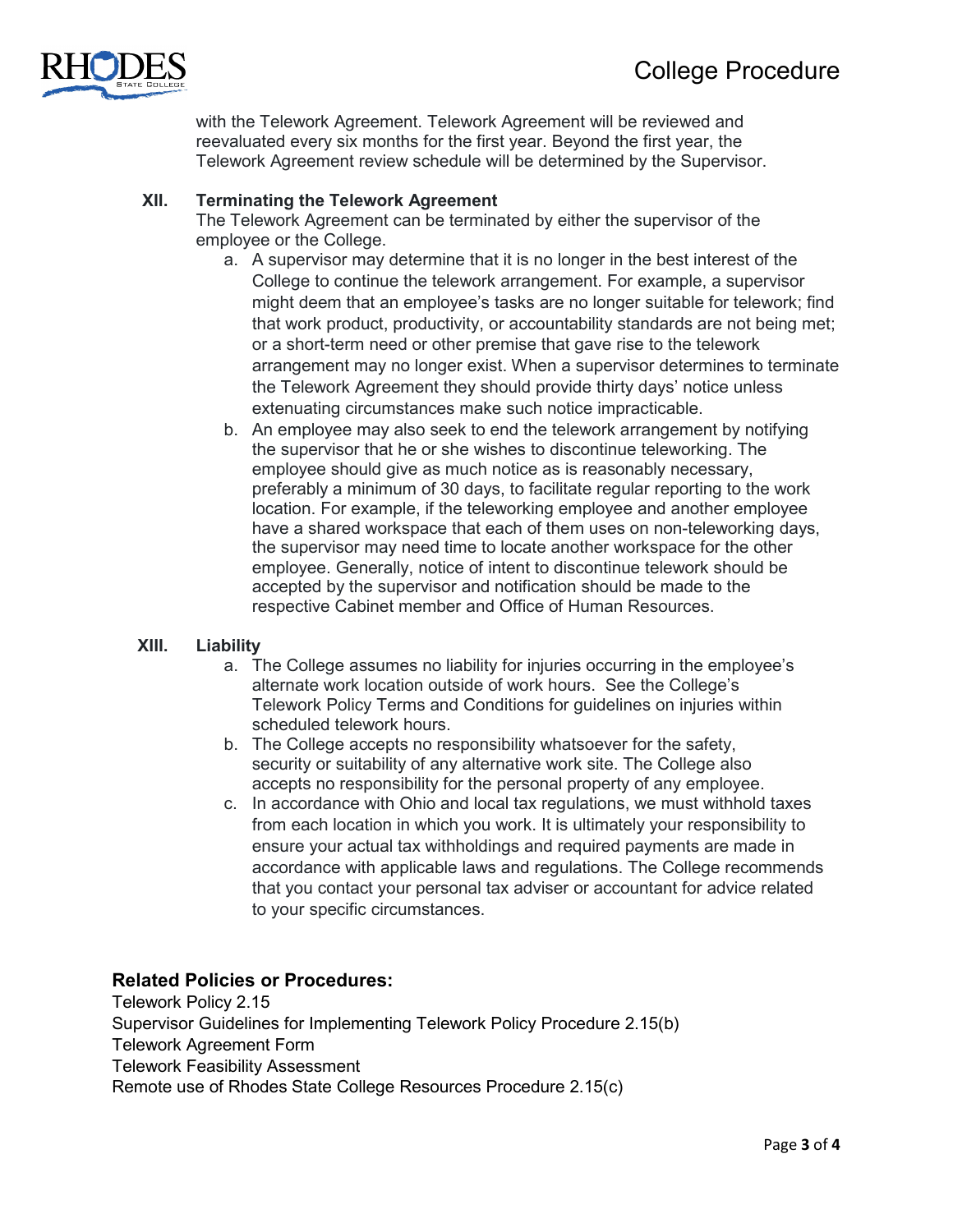with the Telework Agreement. Telework Agreement will be reviewed and reevaluated every six months for the first year. Beyond the first year, the Telework Agreement review schedule will be determined by the Supervisor.

**XII. Terminating the Telework Agreement**

The Telework Agreement can be terminated by either the supervisor of the employee or the College.

a. A supervisor may determine that it is no longer in the best interest of the College to continue the telework arrangement. For example, a supervisor might deem that an employee's tasks are no longer suitable for telework; find that work product, productivity, or accountability standards are not being met; or a short-term need or other premise that gave rise to the telework arrangement may no longer exist. When a supervisor determines to terminate the Telework Agreement they should provide thirty days' notice unless extenuating circumstances make such notice impracticable.

b. An employee may also seek to end the telework arrangement by notifying the supervisor that he or she wishes to discontinue teleworking. The employee should give as much notice as is reasonably necessary, preferably a minimum of 30 days, to facilitate regular reporting to the work location. For example, if the teleworking employee and another employee have a shared workspace that each of them uses on non-teleworking days, the supervisor may need time to locate another workspace for the other employee. Generally, notice of intent to discontinue telework should be accepted by the supervisor and notification should be made to the respective Cabinet member and Office of Human Resources.

**XIII. Liability**

a. The College assumes no liability for injuries occurring in the employee's alternate work location outside of work hours. See the College's Telework Policy Terms and Conditions for guidelines on injuries within scheduled telework hours.

b. The College accepts no responsibility whatsoever for the safety, security or suitability of any alternative work site. The College also accepts no responsibility for the personal property of any employee.

c. In accordance with Ohio and local tax regulations, we must withhold taxes from each location in which you work. It is ultimately your responsibility to ensure your actual tax withholdings and required payments are made in accordance with applicable laws and regulations. The College recommends that you contact your personal tax adviser or accountant for advice related to your specific circumstances.

### Related Policies or Procedures:

Telework Policy 2.15
Supervisor Guidelines for Implementing Telework Policy Procedure 2.15(b)
Telework Agreement Form
Telework Feasibility Assessment
Remote use of Rhodes State College Resources Procedure 2.15(c)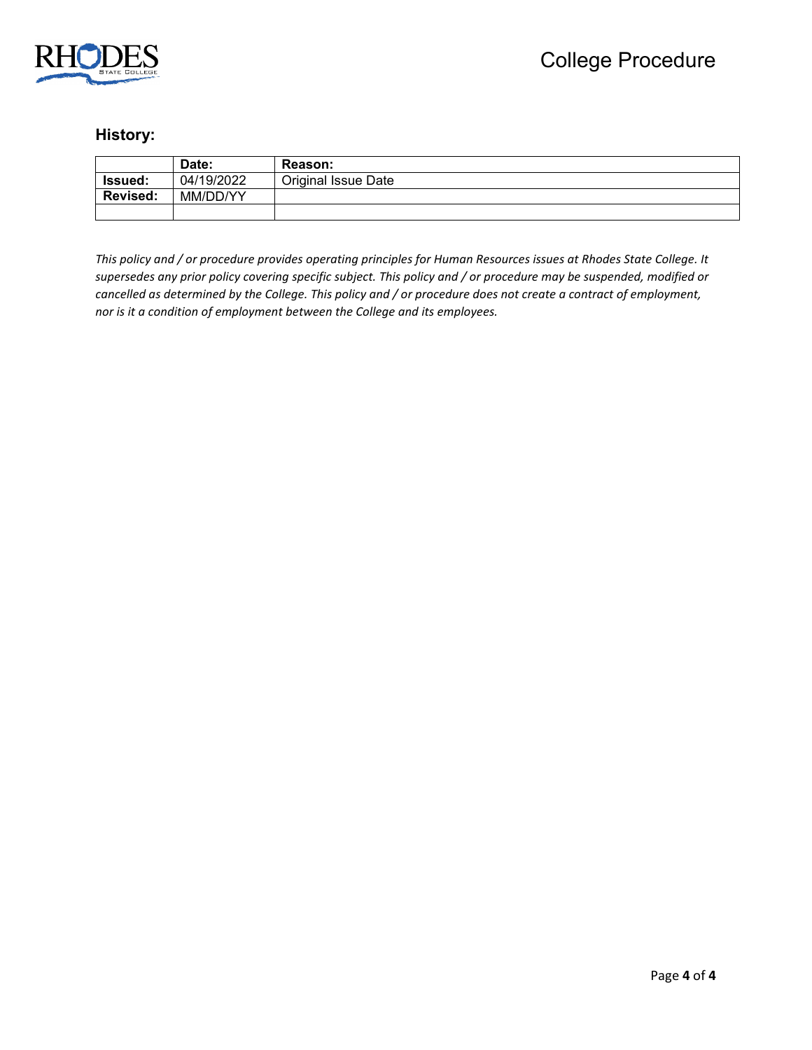## History:

| | Date: | Reason: |
|---|---|---|
| **Issued:** | 04/19/2022 | Original Issue Date |
| **Revised:** | MM/DD/YY | |
| | | |

*This policy and / or procedure provides operating principles for Human Resources issues at Rhodes State College. It supersedes any prior policy covering specific subject. This policy and / or procedure may be suspended, modified or cancelled as determined by the College. This policy and / or procedure does not create a contract of employment, nor is it a condition of employment between the College and its employees.*